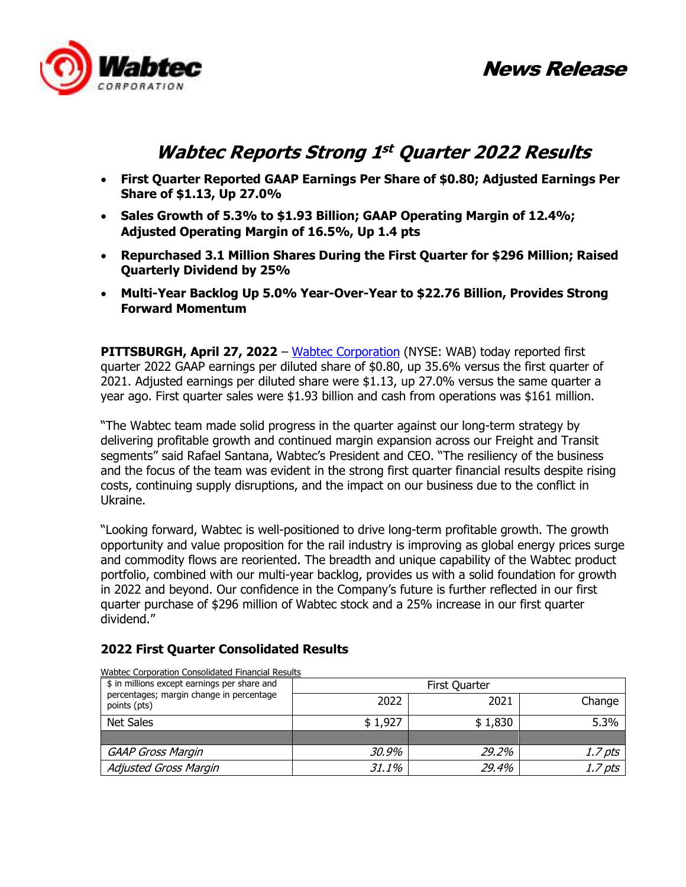# Wabtec Reports Strong 1st Quarter 2022 Results

- **First Quarter Reported GAAP Earnings Per Share of $0.80; Adjusted Earnings Per Share of $1.13, Up 27.0%**
- **Sales Growth of 5.3% to $1.93 Billion; GAAP Operating Margin of 12.4%; Adjusted Operating Margin of 16.5%, Up 1.4 pts**
- **Repurchased 3.1 Million Shares During the First Quarter for $296 Million; Raised Quarterly Dividend by 25%**
- **Multi-Year Backlog Up 5.0% Year-Over-Year to $22.76 Billion, Provides Strong Forward Momentum**

**PITTSBURGH, April 27, 2022** – Wabtec Corporation (NYSE: WAB) today reported first quarter 2022 GAAP earnings per diluted share of $0.80, up 35.6% versus the first quarter of 2021. Adjusted earnings per diluted share were $1.13, up 27.0% versus the same quarter a year ago. First quarter sales were $1.93 billion and cash from operations was $161 million.

"The Wabtec team made solid progress in the quarter against our long-term strategy by delivering profitable growth and continued margin expansion across our Freight and Transit segments" said Rafael Santana, Wabtec's President and CEO. "The resiliency of the business and the focus of the team was evident in the strong first quarter financial results despite rising costs, continuing supply disruptions, and the impact on our business due to the conflict in Ukraine.

"Looking forward, Wabtec is well-positioned to drive long-term profitable growth. The growth opportunity and value proposition for the rail industry is improving as global energy prices surge and commodity flows are reoriented. The breadth and unique capability of the Wabtec product portfolio, combined with our multi-year backlog, provides us with a solid foundation for growth in 2022 and beyond. Our confidence in the Company's future is further reflected in our first quarter purchase of $296 million of Wabtec stock and a 25% increase in our first quarter dividend."

## 2022 First Quarter Consolidated Results

Wabtec Corporation Consolidated Financial Results

| $ in millions except earnings per share and percentages; margin change in percentage points (pts) | First Quarter | | |
|---|---|---|---|
| | 2022 | 2021 | Change |
| Net Sales | $ 1,927 | $ 1,830 | 5.3% |
| | | | |
| *GAAP Gross Margin* | *30.9%* | *29.2%* | *1.7 pts* |
| *Adjusted Gross Margin* | *31.1%* | *29.4%* | *1.7 pts* |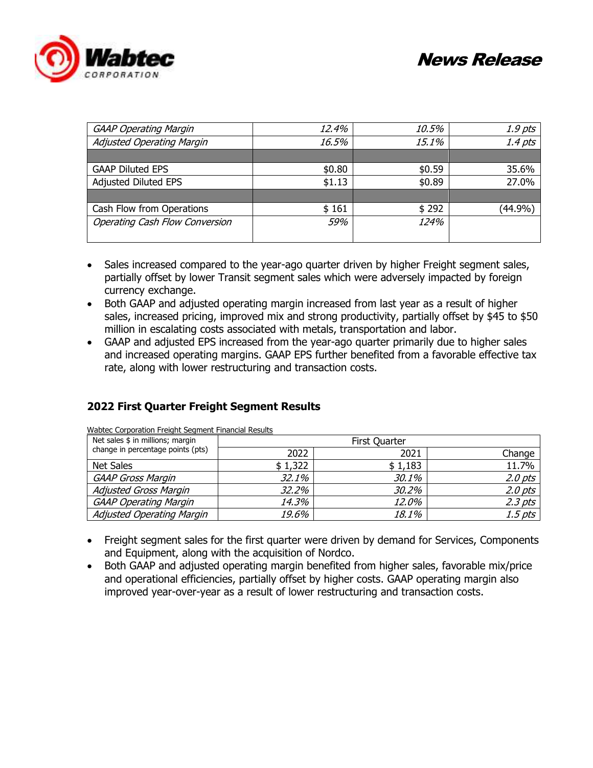| | | | |
|---|---|---|---|
| *GAAP Operating Margin* | *12.4%* | *10.5%* | *1.9 pts* |
| *Adjusted Operating Margin* | *16.5%* | *15.1%* | *1.4 pts* |
| | | | |
| GAAP Diluted EPS | $0.80 | $0.59 | 35.6% |
| Adjusted Diluted EPS | $1.13 | $0.89 | 27.0% |
| | | | |
| Cash Flow from Operations | $ 161 | $ 292 | (44.9%) |
| *Operating Cash Flow Conversion* | *59%* | *124%* | |

- Sales increased compared to the year-ago quarter driven by higher Freight segment sales, partially offset by lower Transit segment sales which were adversely impacted by foreign currency exchange.
- Both GAAP and adjusted operating margin increased from last year as a result of higher sales, increased pricing, improved mix and strong productivity, partially offset by $45 to $50 million in escalating costs associated with metals, transportation and labor.
- GAAP and adjusted EPS increased from the year-ago quarter primarily due to higher sales and increased operating margins. GAAP EPS further benefited from a favorable effective tax rate, along with lower restructuring and transaction costs.

## 2022 First Quarter Freight Segment Results

Wabtec Corporation Freight Segment Financial Results

| Net sales $ in millions; margin change in percentage points (pts) | First Quarter | | |
|---|---|---|---|
| | 2022 | 2021 | Change |
| Net Sales | $ 1,322 | $ 1,183 | 11.7% |
| *GAAP Gross Margin* | *32.1%* | *30.1%* | *2.0 pts* |
| *Adjusted Gross Margin* | *32.2%* | *30.2%* | *2.0 pts* |
| *GAAP Operating Margin* | *14.3%* | *12.0%* | *2.3 pts* |
| *Adjusted Operating Margin* | *19.6%* | *18.1%* | *1.5 pts* |

- Freight segment sales for the first quarter were driven by demand for Services, Components and Equipment, along with the acquisition of Nordco.
- Both GAAP and adjusted operating margin benefited from higher sales, favorable mix/price and operational efficiencies, partially offset by higher costs. GAAP operating margin also improved year-over-year as a result of lower restructuring and transaction costs.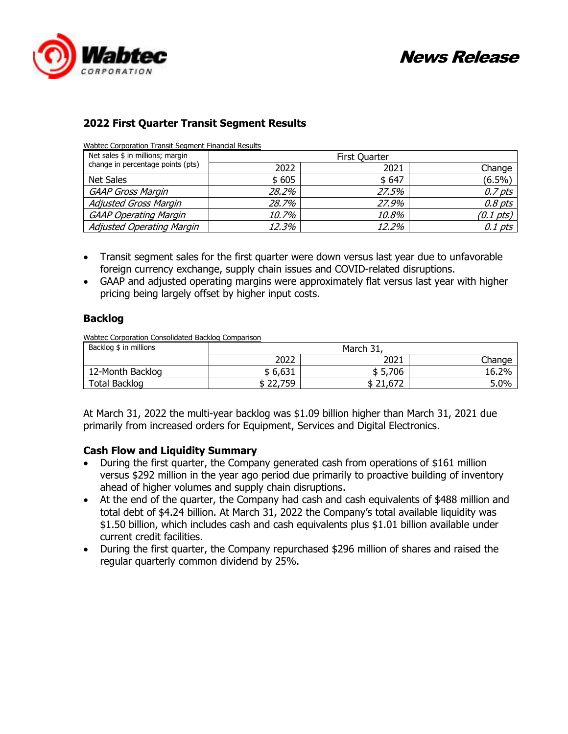## 2022 First Quarter Transit Segment Results

Wabtec Corporation Transit Segment Financial Results

| Net sales $ in millions; margin change in percentage points (pts) | First Quarter | | |
|---|---|---|---|
| | 2022 | 2021 | Change |
| Net Sales | $ 605 | $ 647 | (6.5%) |
| *GAAP Gross Margin* | *28.2%* | *27.5%* | *0.7 pts* |
| *Adjusted Gross Margin* | *28.7%* | *27.9%* | *0.8 pts* |
| *GAAP Operating Margin* | *10.7%* | *10.8%* | *(0.1 pts)* |
| *Adjusted Operating Margin* | *12.3%* | *12.2%* | *0.1 pts* |

- Transit segment sales for the first quarter were down versus last year due to unfavorable foreign currency exchange, supply chain issues and COVID-related disruptions.
- GAAP and adjusted operating margins were approximately flat versus last year with higher pricing being largely offset by higher input costs.

## Backlog

Wabtec Corporation Consolidated Backlog Comparison

| Backlog $ in millions | March 31, | | |
|---|---|---|---|
| | 2022 | 2021 | Change |
| 12-Month Backlog | $ 6,631 | $ 5,706 | 16.2% |
| Total Backlog | $ 22,759 | $ 21,672 | 5.0% |

At March 31, 2022 the multi-year backlog was $1.09 billion higher than March 31, 2021 due primarily from increased orders for Equipment, Services and Digital Electronics.

## Cash Flow and Liquidity Summary

- During the first quarter, the Company generated cash from operations of $161 million versus $292 million in the year ago period due primarily to proactive building of inventory ahead of higher volumes and supply chain disruptions.
- At the end of the quarter, the Company had cash and cash equivalents of $488 million and total debt of $4.24 billion. At March 31, 2022 the Company's total available liquidity was $1.50 billion, which includes cash and cash equivalents plus $1.01 billion available under current credit facilities.
- During the first quarter, the Company repurchased $296 million of shares and raised the regular quarterly common dividend by 25%.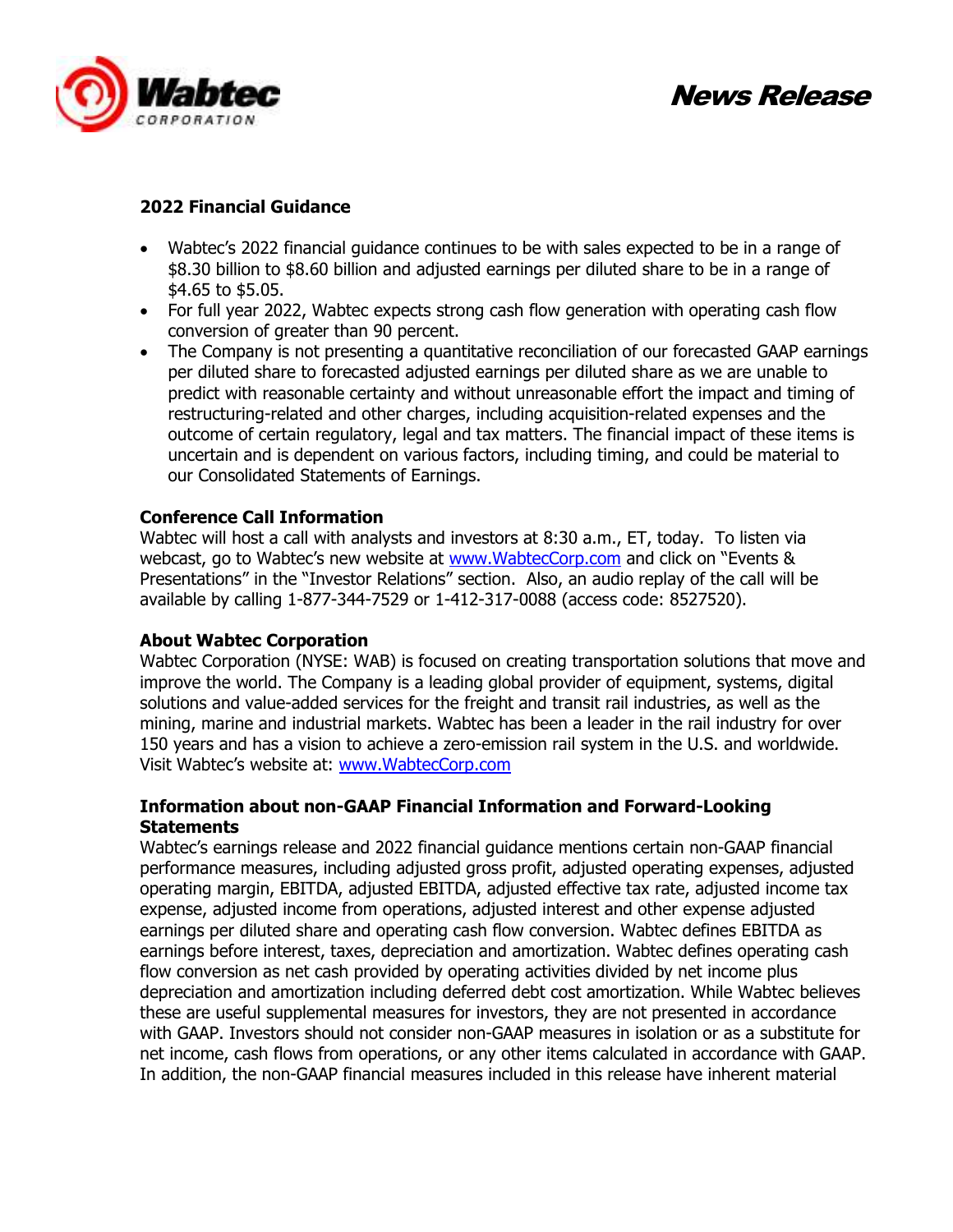### 2022 Financial Guidance

- Wabtec's 2022 financial guidance continues to be with sales expected to be in a range of $8.30 billion to $8.60 billion and adjusted earnings per diluted share to be in a range of $4.65 to $5.05.
- For full year 2022, Wabtec expects strong cash flow generation with operating cash flow conversion of greater than 90 percent.
- The Company is not presenting a quantitative reconciliation of our forecasted GAAP earnings per diluted share to forecasted adjusted earnings per diluted share as we are unable to predict with reasonable certainty and without unreasonable effort the impact and timing of restructuring-related and other charges, including acquisition-related expenses and the outcome of certain regulatory, legal and tax matters. The financial impact of these items is uncertain and is dependent on various factors, including timing, and could be material to our Consolidated Statements of Earnings.

### Conference Call Information

Wabtec will host a call with analysts and investors at 8:30 a.m., ET, today. To listen via webcast, go to Wabtec's new website at www.WabtecCorp.com and click on "Events & Presentations" in the "Investor Relations" section. Also, an audio replay of the call will be available by calling 1-877-344-7529 or 1-412-317-0088 (access code: 8527520).

### About Wabtec Corporation

Wabtec Corporation (NYSE: WAB) is focused on creating transportation solutions that move and improve the world. The Company is a leading global provider of equipment, systems, digital solutions and value-added services for the freight and transit rail industries, as well as the mining, marine and industrial markets. Wabtec has been a leader in the rail industry for over 150 years and has a vision to achieve a zero-emission rail system in the U.S. and worldwide. Visit Wabtec's website at: www.WabtecCorp.com

### Information about non-GAAP Financial Information and Forward-Looking Statements

Wabtec's earnings release and 2022 financial guidance mentions certain non-GAAP financial performance measures, including adjusted gross profit, adjusted operating expenses, adjusted operating margin, EBITDA, adjusted EBITDA, adjusted effective tax rate, adjusted income tax expense, adjusted income from operations, adjusted interest and other expense adjusted earnings per diluted share and operating cash flow conversion. Wabtec defines EBITDA as earnings before interest, taxes, depreciation and amortization. Wabtec defines operating cash flow conversion as net cash provided by operating activities divided by net income plus depreciation and amortization including deferred debt cost amortization. While Wabtec believes these are useful supplemental measures for investors, they are not presented in accordance with GAAP. Investors should not consider non-GAAP measures in isolation or as a substitute for net income, cash flows from operations, or any other items calculated in accordance with GAAP. In addition, the non-GAAP financial measures included in this release have inherent material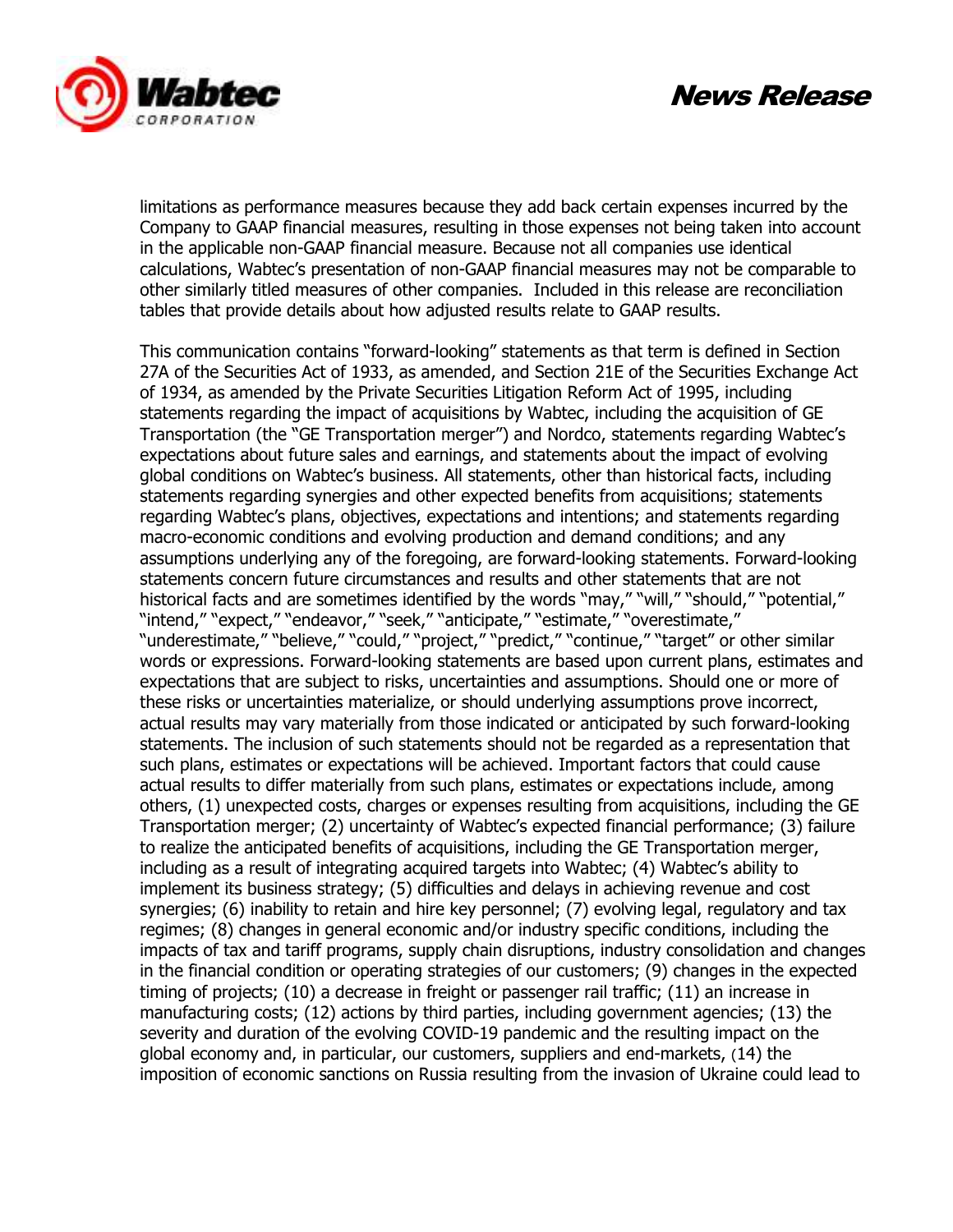limitations as performance measures because they add back certain expenses incurred by the Company to GAAP financial measures, resulting in those expenses not being taken into account in the applicable non-GAAP financial measure. Because not all companies use identical calculations, Wabtec's presentation of non-GAAP financial measures may not be comparable to other similarly titled measures of other companies. Included in this release are reconciliation tables that provide details about how adjusted results relate to GAAP results.

This communication contains "forward-looking" statements as that term is defined in Section 27A of the Securities Act of 1933, as amended, and Section 21E of the Securities Exchange Act of 1934, as amended by the Private Securities Litigation Reform Act of 1995, including statements regarding the impact of acquisitions by Wabtec, including the acquisition of GE Transportation (the "GE Transportation merger") and Nordco, statements regarding Wabtec's expectations about future sales and earnings, and statements about the impact of evolving global conditions on Wabtec's business. All statements, other than historical facts, including statements regarding synergies and other expected benefits from acquisitions; statements regarding Wabtec's plans, objectives, expectations and intentions; and statements regarding macro-economic conditions and evolving production and demand conditions; and any assumptions underlying any of the foregoing, are forward-looking statements. Forward-looking statements concern future circumstances and results and other statements that are not historical facts and are sometimes identified by the words "may," "will," "should," "potential," "intend," "expect," "endeavor," "seek," "anticipate," "estimate," "overestimate," "underestimate," "believe," "could," "project," "predict," "continue," "target" or other similar words or expressions. Forward-looking statements are based upon current plans, estimates and expectations that are subject to risks, uncertainties and assumptions. Should one or more of these risks or uncertainties materialize, or should underlying assumptions prove incorrect, actual results may vary materially from those indicated or anticipated by such forward-looking statements. The inclusion of such statements should not be regarded as a representation that such plans, estimates or expectations will be achieved. Important factors that could cause actual results to differ materially from such plans, estimates or expectations include, among others, (1) unexpected costs, charges or expenses resulting from acquisitions, including the GE Transportation merger; (2) uncertainty of Wabtec's expected financial performance; (3) failure to realize the anticipated benefits of acquisitions, including the GE Transportation merger, including as a result of integrating acquired targets into Wabtec; (4) Wabtec's ability to implement its business strategy; (5) difficulties and delays in achieving revenue and cost synergies; (6) inability to retain and hire key personnel; (7) evolving legal, regulatory and tax regimes; (8) changes in general economic and/or industry specific conditions, including the impacts of tax and tariff programs, supply chain disruptions, industry consolidation and changes in the financial condition or operating strategies of our customers; (9) changes in the expected timing of projects; (10) a decrease in freight or passenger rail traffic; (11) an increase in manufacturing costs; (12) actions by third parties, including government agencies; (13) the severity and duration of the evolving COVID-19 pandemic and the resulting impact on the global economy and, in particular, our customers, suppliers and end-markets, (14) the imposition of economic sanctions on Russia resulting from the invasion of Ukraine could lead to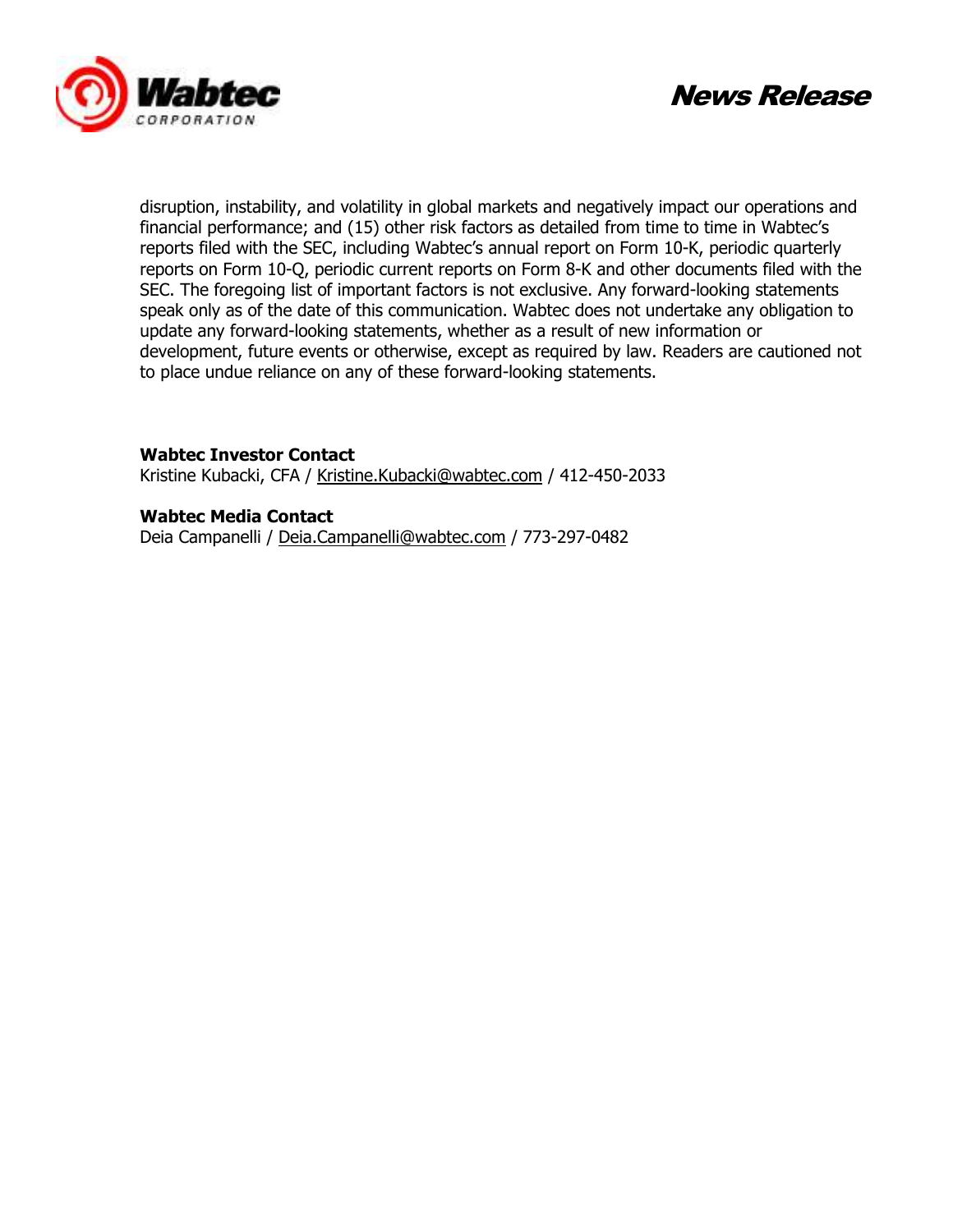disruption, instability, and volatility in global markets and negatively impact our operations and financial performance; and (15) other risk factors as detailed from time to time in Wabtec's reports filed with the SEC, including Wabtec's annual report on Form 10-K, periodic quarterly reports on Form 10-Q, periodic current reports on Form 8-K and other documents filed with the SEC. The foregoing list of important factors is not exclusive. Any forward-looking statements speak only as of the date of this communication. Wabtec does not undertake any obligation to update any forward-looking statements, whether as a result of new information or development, future events or otherwise, except as required by law. Readers are cautioned not to place undue reliance on any of these forward-looking statements.

**Wabtec Investor Contact**
Kristine Kubacki, CFA / Kristine.Kubacki@wabtec.com / 412-450-2033

**Wabtec Media Contact**
Deia Campanelli / Deia.Campanelli@wabtec.com / 773-297-0482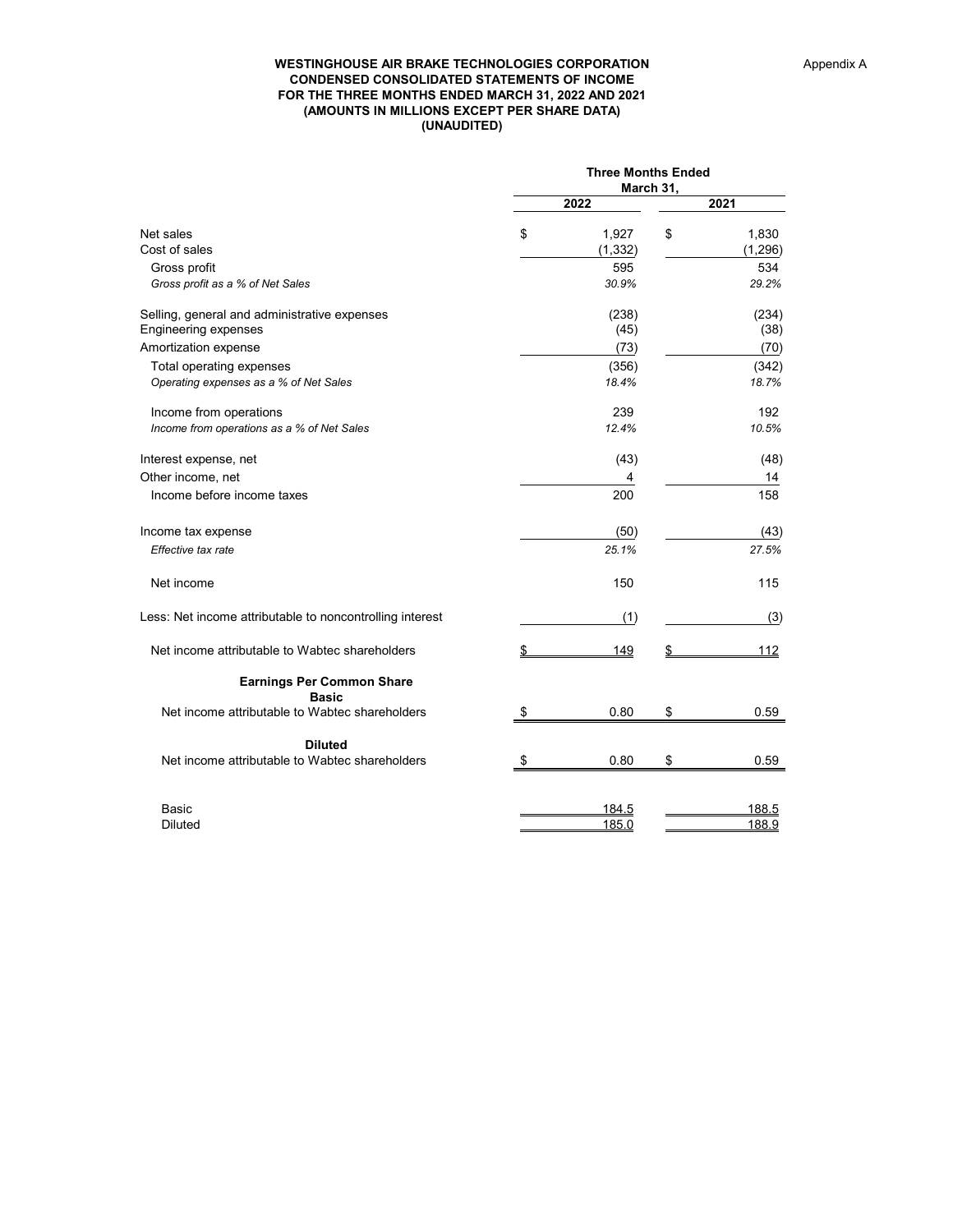Appendix A

**WESTINGHOUSE AIR BRAKE TECHNOLOGIES CORPORATION**
**CONDENSED CONSOLIDATED STATEMENTS OF INCOME**
**FOR THE THREE MONTHS ENDED MARCH 31, 2022 AND 2021**
**(AMOUNTS IN MILLIONS EXCEPT PER SHARE DATA)**
**(UNAUDITED)**

| | Three Months Ended March 31, | |
|---|---|---|
| | **2022** | **2021** |
| Net sales | $ 1,927 | $ 1,830 |
| Cost of sales | (1,332) | (1,296) |
| Gross profit | 595 | 534 |
| *Gross profit as a % of Net Sales* | *30.9%* | *29.2%* |
| Selling, general and administrative expenses | (238) | (234) |
| Engineering expenses | (45) | (38) |
| Amortization expense | (73) | (70) |
| Total operating expenses | (356) | (342) |
| *Operating expenses as a % of Net Sales* | *18.4%* | *18.7%* |
| Income from operations | 239 | 192 |
| *Income from operations as a % of Net Sales* | *12.4%* | *10.5%* |
| Interest expense, net | (43) | (48) |
| Other income, net | 4 | 14 |
| Income before income taxes | 200 | 158 |
| Income tax expense | (50) | (43) |
| *Effective tax rate* | *25.1%* | *27.5%* |
| Net income | 150 | 115 |
| Less: Net income attributable to noncontrolling interest | (1) | (3) |
| Net income attributable to Wabtec shareholders | $ 149 | $ 112 |
| **Earnings Per Common Share** | | |
| **Basic** | | |
| Net income attributable to Wabtec shareholders | $ 0.80 | $ 0.59 |
| **Diluted** | | |
| Net income attributable to Wabtec shareholders | $ 0.80 | $ 0.59 |
| Basic | 184.5 | 188.5 |
| Diluted | 185.0 | 188.9 |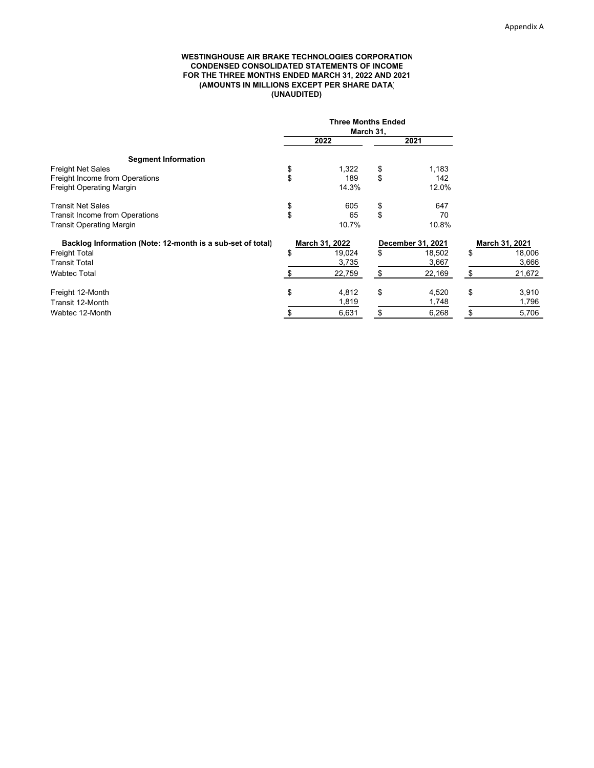Appendix A

**WESTINGHOUSE AIR BRAKE TECHNOLOGIES CORPORATION**
**CONDENSED CONSOLIDATED STATEMENTS OF INCOME**
**FOR THE THREE MONTHS ENDED MARCH 31, 2022 AND 2021**
**(AMOUNTS IN MILLIONS EXCEPT PER SHARE DATA)**
**(UNAUDITED)**

| | Three Months Ended March 31, | |
|---|---|---|
| | **2022** | **2021** |
| **Segment Information** | | |
| Freight Net Sales | $ 1,322 | $ 1,183 |
| Freight Income from Operations | $ 189 | $ 142 |
| Freight Operating Margin | 14.3% | 12.0% |
| Transit Net Sales | $ 605 | $ 647 |
| Transit Income from Operations | $ 65 | $ 70 |
| Transit Operating Margin | 10.7% | 10.8% |

| **Backlog Information (Note: 12-month is a sub-set of total)** | **March 31, 2022** | **December 31, 2021** | **March 31, 2021** |
|---|---|---|---|
| Freight Total | $ 19,024 | $ 18,502 | $ 18,006 |
| Transit Total | 3,735 | 3,667 | 3,666 |
| Wabtec Total | $ 22,759 | $ 22,169 | $ 21,672 |
| Freight 12-Month | $ 4,812 | $ 4,520 | $ 3,910 |
| Transit 12-Month | 1,819 | 1,748 | 1,796 |
| Wabtec 12-Month | $ 6,631 | $ 6,268 | $ 5,706 |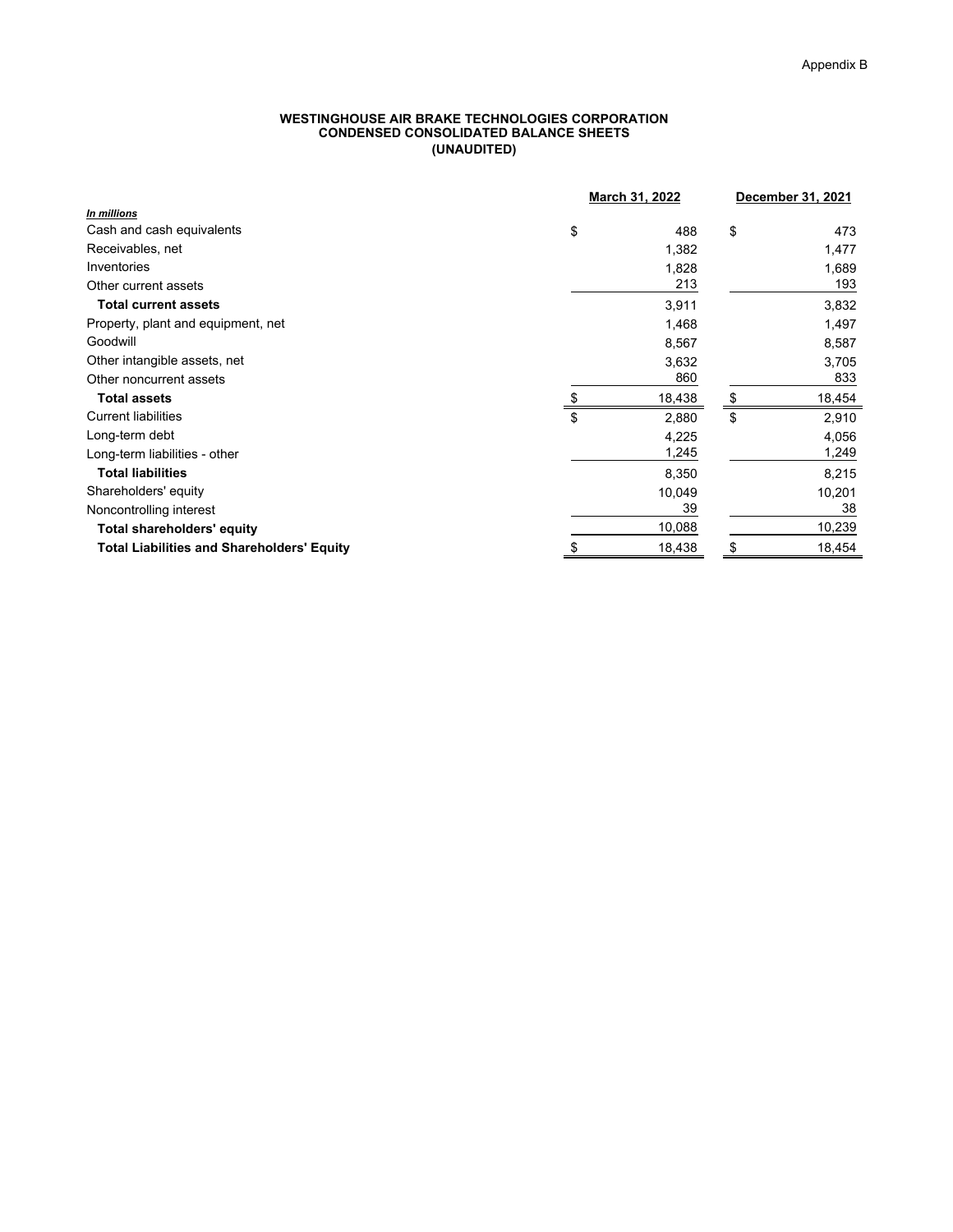Appendix B

**WESTINGHOUSE AIR BRAKE TECHNOLOGIES CORPORATION**
**CONDENSED CONSOLIDATED BALANCE SHEETS**
**(UNAUDITED)**

| *In millions* | March 31, 2022 | December 31, 2021 |
|---|---|---|
| Cash and cash equivalents | $ 488 | $ 473 |
| Receivables, net | 1,382 | 1,477 |
| Inventories | 1,828 | 1,689 |
| Other current assets | 213 | 193 |
| **Total current assets** | 3,911 | 3,832 |
| Property, plant and equipment, net | 1,468 | 1,497 |
| Goodwill | 8,567 | 8,587 |
| Other intangible assets, net | 3,632 | 3,705 |
| Other noncurrent assets | 860 | 833 |
| **Total assets** | $ 18,438 | $ 18,454 |
| Current liabilities | $ 2,880 | $ 2,910 |
| Long-term debt | 4,225 | 4,056 |
| Long-term liabilities - other | 1,245 | 1,249 |
| **Total liabilities** | 8,350 | 8,215 |
| Shareholders' equity | 10,049 | 10,201 |
| Noncontrolling interest | 39 | 38 |
| **Total shareholders' equity** | 10,088 | 10,239 |
| **Total Liabilities and Shareholders' Equity** | $ 18,438 | $ 18,454 |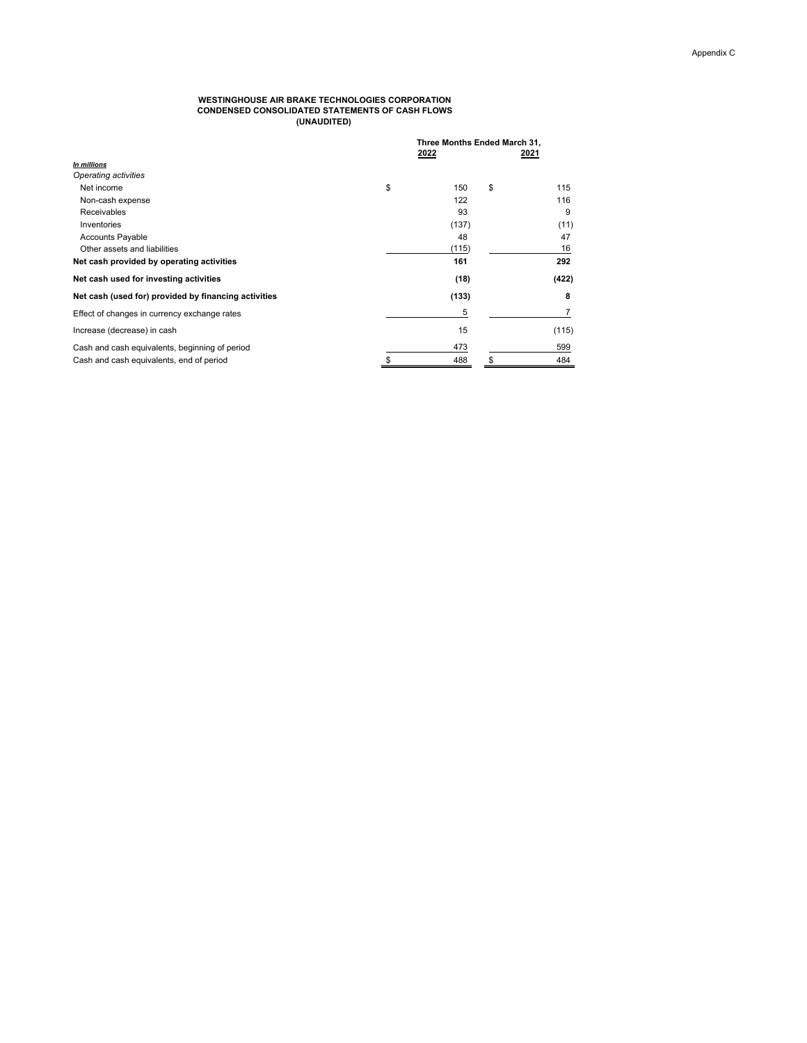Appendix C

**WESTINGHOUSE AIR BRAKE TECHNOLOGIES CORPORATION**
**CONDENSED CONSOLIDATED STATEMENTS OF CASH FLOWS**
**(UNAUDITED)**

| *In millions* | Three Months Ended March 31, 2022 | 2021 |
|---|---|---|
| *Operating activities* | | |
| Net income | $ 150 | $ 115 |
| Non-cash expense | 122 | 116 |
| Receivables | 93 | 9 |
| Inventories | (137) | (11) |
| Accounts Payable | 48 | 47 |
| Other assets and liabilities | (115) | 16 |
| **Net cash provided by operating activities** | **161** | **292** |
| **Net cash used for investing activities** | **(18)** | **(422)** |
| **Net cash (used for) provided by financing activities** | **(133)** | **8** |
| Effect of changes in currency exchange rates | 5 | 7 |
| Increase (decrease) in cash | 15 | (115) |
| Cash and cash equivalents, beginning of period | 473 | 599 |
| Cash and cash equivalents, end of period | $ 488 | $ 484 |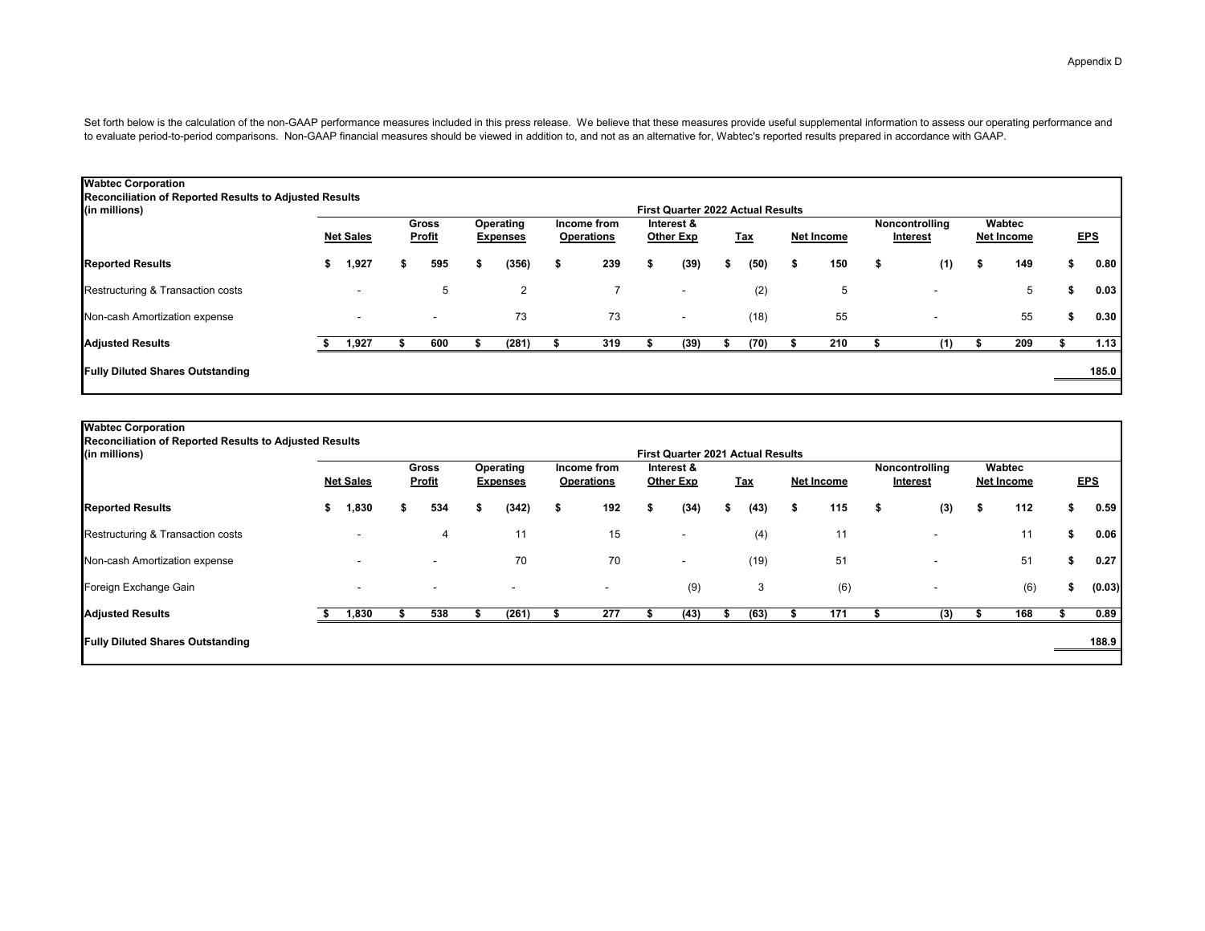Appendix D

Set forth below is the calculation of the non-GAAP performance measures included in this press release. We believe that these measures provide useful supplemental information to assess our operating performance and to evaluate period-to-period comparisons. Non-GAAP financial measures should be viewed in addition to, and not as an alternative for, Wabtec's reported results prepared in accordance with GAAP.

**Wabtec Corporation**
**Reconciliation of Reported Results to Adjusted Results**
**(in millions)**

| First Quarter 2022 Actual Results | Net Sales | Gross Profit | Operating Expenses | Income from Operations | Interest & Other Exp | Tax | Net Income | Noncontrolling Interest | Wabtec Net Income | EPS |
|---|---|---|---|---|---|---|---|---|---|---|
| **Reported Results** | $ 1,927 | $ 595 | $ (356) | $ 239 | $ (39) | $ (50) | $ 150 | $ (1) | $ 149 | $ 0.80 |
| Restructuring & Transaction costs | - | 5 | 2 | 7 | - | (2) | 5 | - | 5 | $ 0.03 |
| Non-cash Amortization expense | - | - | 73 | 73 | - | (18) | 55 | - | 55 | $ 0.30 |
| **Adjusted Results** | $ 1,927 | $ 600 | $ (281) | $ 319 | $ (39) | $ (70) | $ 210 | $ (1) | $ 209 | $ 1.13 |
| **Fully Diluted Shares Outstanding** | | | | | | | | | | 185.0 |

**Wabtec Corporation**
**Reconciliation of Reported Results to Adjusted Results**
**(in millions)**

| First Quarter 2021 Actual Results | Net Sales | Gross Profit | Operating Expenses | Income from Operations | Interest & Other Exp | Tax | Net Income | Noncontrolling Interest | Wabtec Net Income | EPS |
|---|---|---|---|---|---|---|---|---|---|---|
| **Reported Results** | $ 1,830 | $ 534 | $ (342) | $ 192 | $ (34) | $ (43) | $ 115 | $ (3) | $ 112 | $ 0.59 |
| Restructuring & Transaction costs | - | 4 | 11 | 15 | - | (4) | 11 | - | 11 | $ 0.06 |
| Non-cash Amortization expense | - | - | 70 | 70 | - | (19) | 51 | - | 51 | $ 0.27 |
| Foreign Exchange Gain | - | - | - | - | (9) | 3 | (6) | - | (6) | $ (0.03) |
| **Adjusted Results** | $ 1,830 | $ 538 | $ (261) | $ 277 | $ (43) | $ (63) | $ 171 | $ (3) | $ 168 | $ 0.89 |
| **Fully Diluted Shares Outstanding** | | | | | | | | | | 188.9 |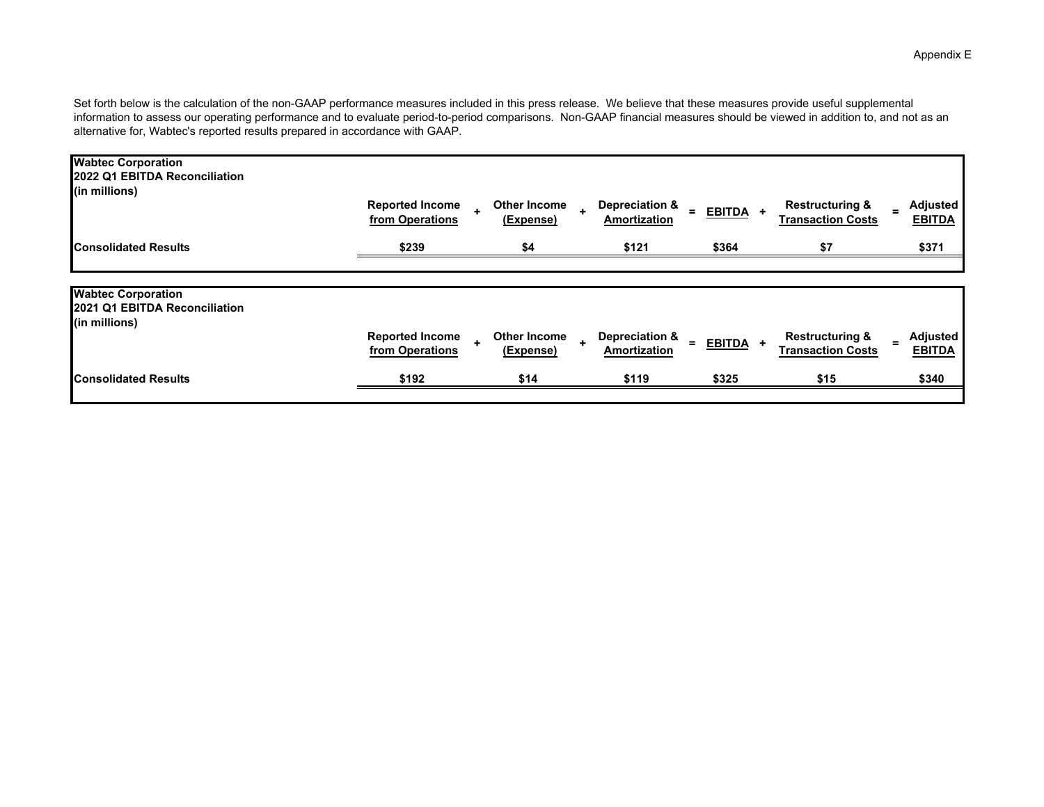Appendix E

Set forth below is the calculation of the non-GAAP performance measures included in this press release. We believe that these measures provide useful supplemental information to assess our operating performance and to evaluate period-to-period comparisons. Non-GAAP financial measures should be viewed in addition to, and not as an alternative for, Wabtec's reported results prepared in accordance with GAAP.

**Wabtec Corporation**
**2022 Q1 EBITDA Reconciliation**
**(in millions)**

| | Reported Income from Operations | + | Other Income (Expense) | + | Depreciation & Amortization | = | EBITDA | + | Restructuring & Transaction Costs | = | Adjusted EBITDA |
|---|---|---|---|---|---|---|---|---|---|---|---|
| **Consolidated Results** | $239 | | $4 | | $121 | | $364 | | $7 | | $371 |

**Wabtec Corporation**
**2021 Q1 EBITDA Reconciliation**
**(in millions)**

| | Reported Income from Operations | + | Other Income (Expense) | + | Depreciation & Amortization | = | EBITDA | + | Restructuring & Transaction Costs | = | Adjusted EBITDA |
|---|---|---|---|---|---|---|---|---|---|---|---|
| **Consolidated Results** | $192 | | $14 | | $119 | | $325 | | $15 | | $340 |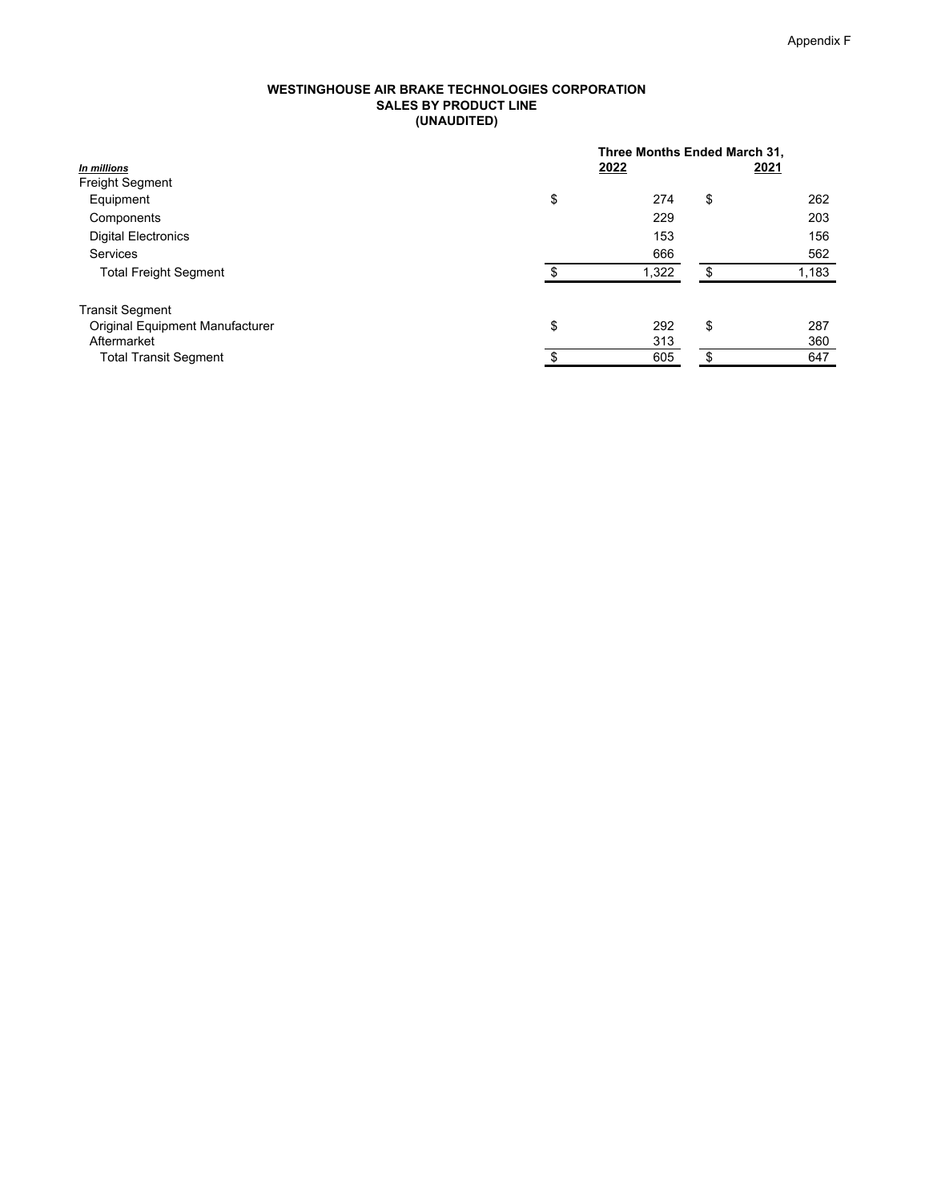Appendix F

**WESTINGHOUSE AIR BRAKE TECHNOLOGIES CORPORATION**
**SALES BY PRODUCT LINE**
**(UNAUDITED)**

| *In millions* | Three Months Ended March 31, 2022 | Three Months Ended March 31, 2021 |
|---|---|---|
| Freight Segment | | |
| Equipment | $ 274 | $ 262 |
| Components | 229 | 203 |
| Digital Electronics | 153 | 156 |
| Services | 666 | 562 |
| Total Freight Segment | $ 1,322 | $ 1,183 |
| | | |
| Transit Segment | | |
| Original Equipment Manufacturer | $ 292 | $ 287 |
| Aftermarket | 313 | 360 |
| Total Transit Segment | $ 605 | $ 647 |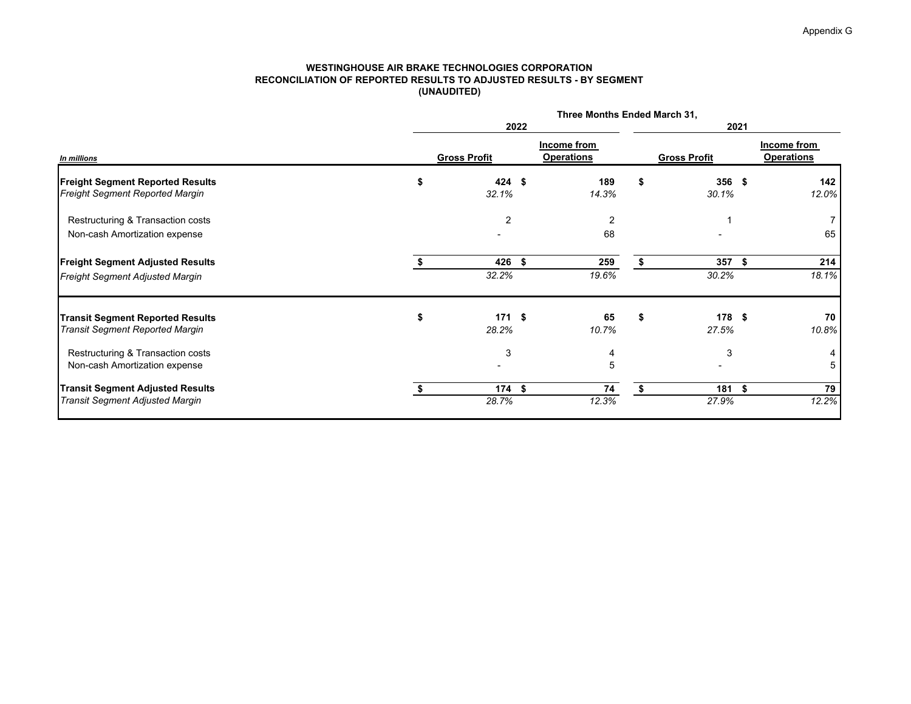Appendix G

**WESTINGHOUSE AIR BRAKE TECHNOLOGIES CORPORATION**
**RECONCILIATION OF REPORTED RESULTS TO ADJUSTED RESULTS - BY SEGMENT**
**(UNAUDITED)**

| | Three Months Ended March 31, | | | |
|---|---|---|---|---|
| | 2022 | | 2021 | |
| *In millions* | Gross Profit | Income from Operations | Gross Profit | Income from Operations |
| **Freight Segment Reported Results** | $ 424 | $ 189 | $ 356 | $ 142 |
| *Freight Segment Reported Margin* | *32.1%* | *14.3%* | *30.1%* | *12.0%* |
| Restructuring & Transaction costs | 2 | 2 | 1 | 7 |
| Non-cash Amortization expense | - | 68 | - | 65 |
| **Freight Segment Adjusted Results** | $ 426 | $ 259 | $ 357 | $ 214 |
| *Freight Segment Adjusted Margin* | *32.2%* | *19.6%* | *30.2%* | *18.1%* |
| **Transit Segment Reported Results** | $ 171 | $ 65 | $ 178 | $ 70 |
| *Transit Segment Reported Margin* | *28.2%* | *10.7%* | *27.5%* | *10.8%* |
| Restructuring & Transaction costs | 3 | 4 | 3 | 4 |
| Non-cash Amortization expense | - | 5 | - | 5 |
| **Transit Segment Adjusted Results** | $ 174 | $ 74 | $ 181 | $ 79 |
| *Transit Segment Adjusted Margin* | *28.7%* | *12.3%* | *27.9%* | *12.2%* |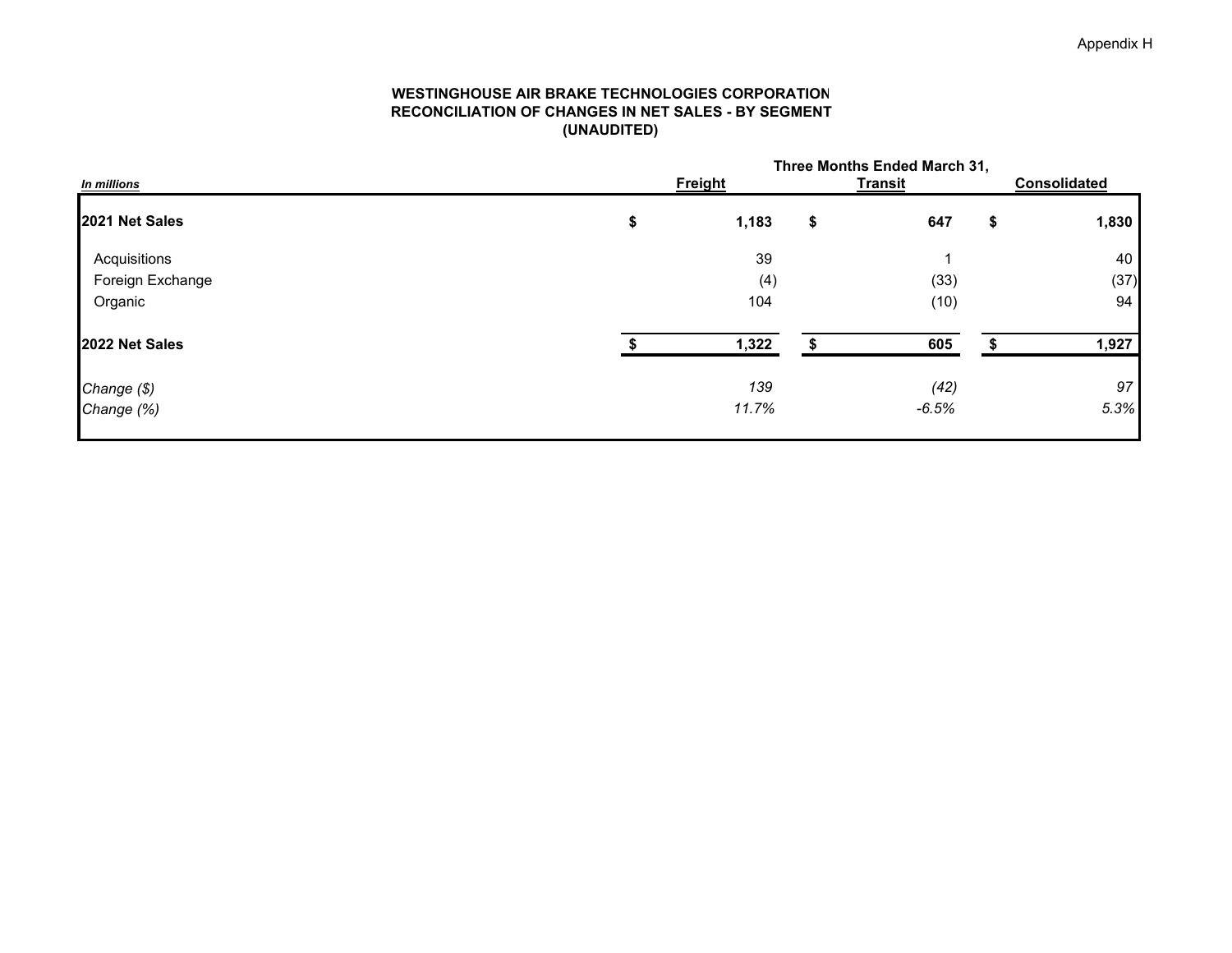Appendix H

**WESTINGHOUSE AIR BRAKE TECHNOLOGIES CORPORATION**
**RECONCILIATION OF CHANGES IN NET SALES - BY SEGMENT**
**(UNAUDITED)**

| *In millions* | Three Months Ended March 31, Freight | Transit | Consolidated |
|---|---|---|---|
| **2021 Net Sales** | **$ 1,183** | **$ 647** | **$ 1,830** |
| Acquisitions | 39 | 1 | 40 |
| Foreign Exchange | (4) | (33) | (37) |
| Organic | 104 | (10) | 94 |
| **2022 Net Sales** | **$ 1,322** | **$ 605** | **$ 1,927** |
| *Change ($)* | *139* | *(42)* | *97* |
| *Change (%)* | *11.7%* | *-6.5%* | *5.3%* |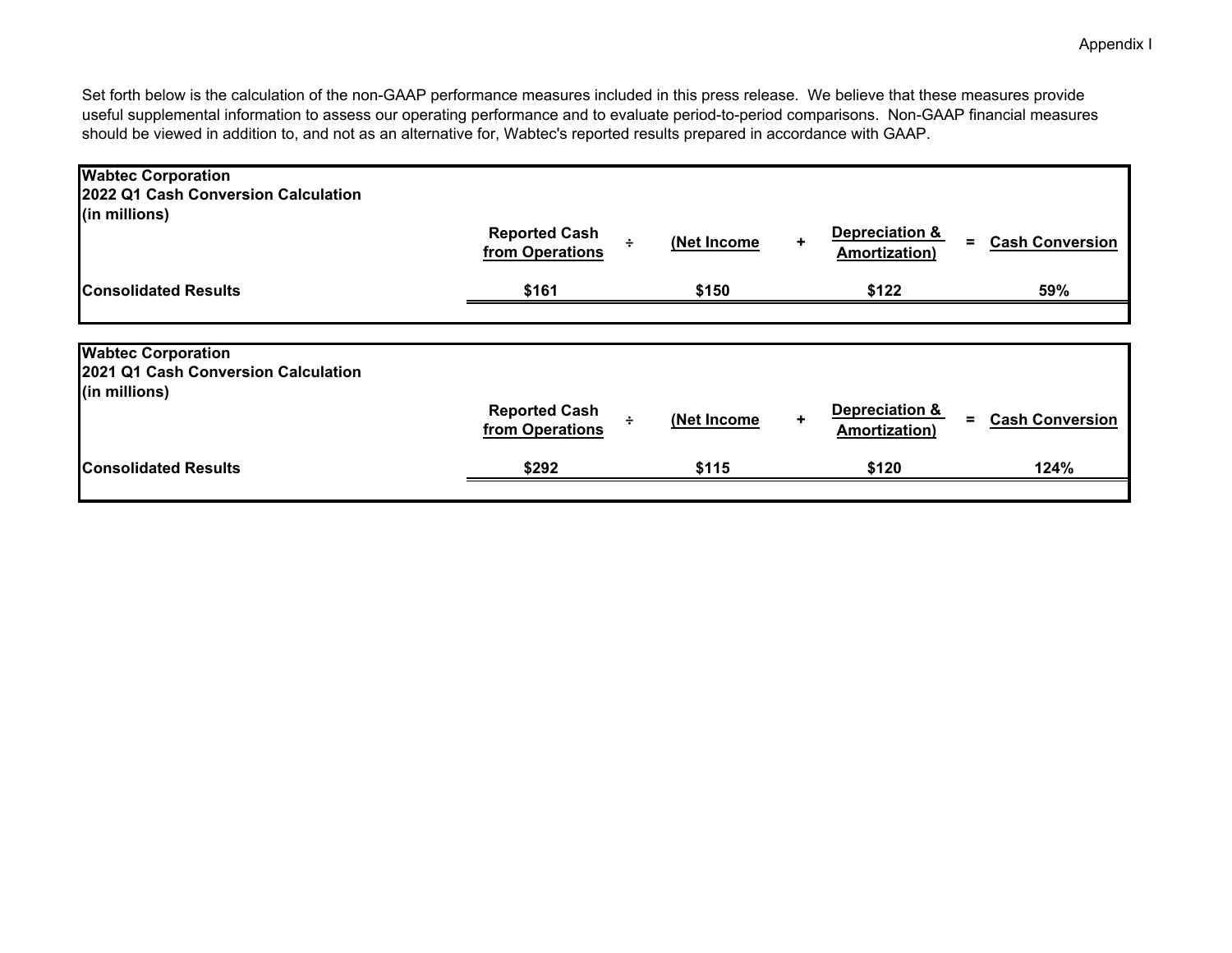Appendix I

Set forth below is the calculation of the non-GAAP performance measures included in this press release. We believe that these measures provide useful supplemental information to assess our operating performance and to evaluate period-to-period comparisons. Non-GAAP financial measures should be viewed in addition to, and not as an alternative for, Wabtec's reported results prepared in accordance with GAAP.

**Wabtec Corporation**
**2022 Q1 Cash Conversion Calculation**
**(in millions)**

| | Reported Cash from Operations | ÷ | (Net Income | + | Depreciation & Amortization) | = | Cash Conversion |
|---|---|---|---|---|---|---|---|
| **Consolidated Results** | $161 | | $150 | | $122 | | 59% |

**Wabtec Corporation**
**2021 Q1 Cash Conversion Calculation**
**(in millions)**

| | Reported Cash from Operations | ÷ | (Net Income | + | Depreciation & Amortization) | = | Cash Conversion |
|---|---|---|---|---|---|---|---|
| **Consolidated Results** | $292 | | $115 | | $120 | | 124% |